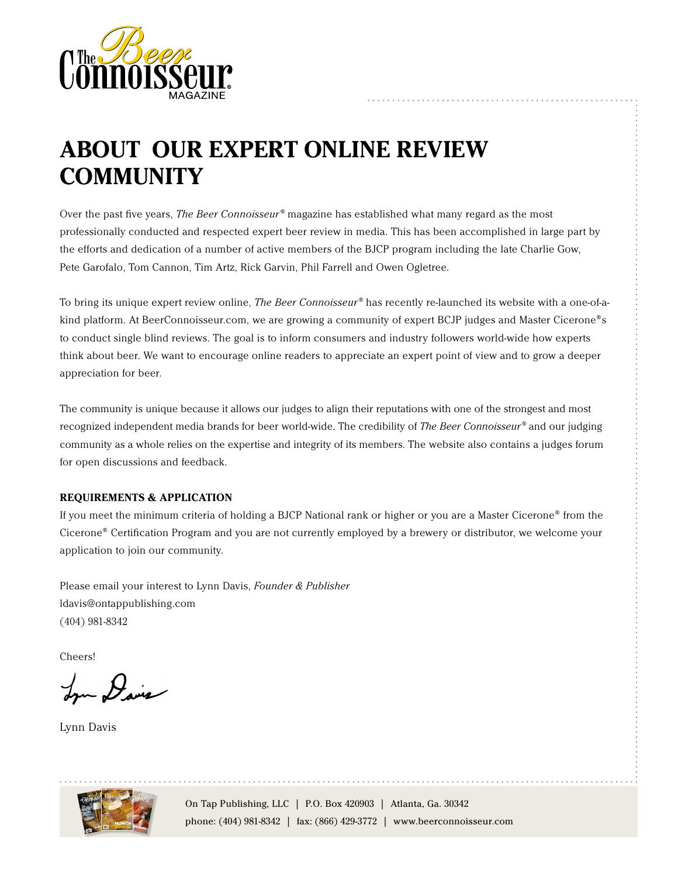# ABOUT OUR EXPERT ONLINE REVIEW COMMUNITY

Over the past five years, *The Beer Connoisseur®* magazine has established what many regard as the most professionally conducted and respected expert beer review in media. This has been accomplished in large part by the efforts and dedication of a number of active members of the BJCP program including the late Charlie Gow, Pete Garofalo, Tom Cannon, Tim Artz, Rick Garvin, Phil Farrell and Owen Ogletree.

To bring its unique expert review online, *The Beer Connoisseur®* has recently re-launched its website with a one-of-a-kind platform. At BeerConnoisseur.com, we are growing a community of expert BCJP judges and Master Cicerone®s to conduct single blind reviews. The goal is to inform consumers and industry followers world-wide how experts think about beer. We want to encourage online readers to appreciate an expert point of view and to grow a deeper appreciation for beer.

The community is unique because it allows our judges to align their reputations with one of the strongest and most recognized independent media brands for beer world-wide. The credibility of *The Beer Connoisseur®* and our judging community as a whole relies on the expertise and integrity of its members. The website also contains a judges forum for open discussions and feedback.

**REQUIREMENTS & APPLICATION**

If you meet the minimum criteria of holding a BJCP National rank or higher or you are a Master Cicerone® from the Cicerone® Certification Program and you are not currently employed by a brewery or distributor, we welcome your application to join our community.

Please email your interest to Lynn Davis, *Founder & Publisher*
ldavis@ontappublishing.com
(404) 981-8342

Cheers!

Lynn Davis

On Tap Publishing, LLC | P.O. Box 420903 | Atlanta, Ga. 30342
phone: (404) 981-8342 | fax: (866) 429-3772 | www.beerconnoisseur.com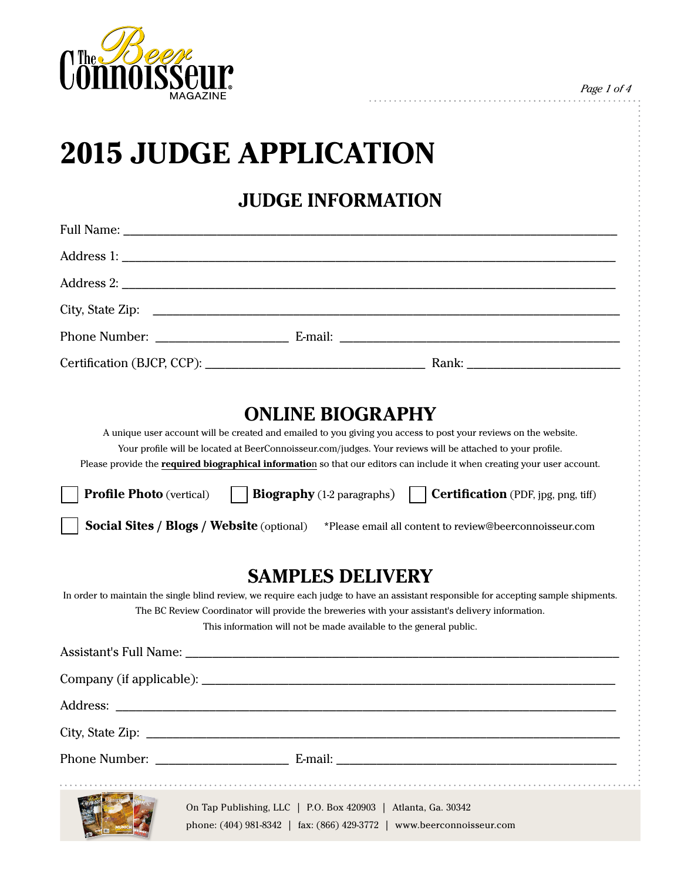# 2015 JUDGE APPLICATION

## JUDGE INFORMATION

Full Name: ______________________________________________

Address 1: ______________________________________________

Address 2: ______________________________________________

City, State Zip: ______________________________________________

Phone Number: ____________________ E-mail: ______________________________

Certification (BJCP, CCP): ______________________ Rank: ________________

## ONLINE BIOGRAPHY

A unique user account will be created and emailed to you giving you access to post your reviews on the website.
Your profile will be located at BeerConnoisseur.com/judges. Your reviews will be attached to your profile.
Please provide the **required biographical information** so that our editors can include it when creating your user account.

☐ **Profile Photo** (vertical) ☐ **Biography** (1-2 paragraphs) ☐ **Certification** (PDF, jpg, png, tiff)

☐ **Social Sites / Blogs / Website** (optional) *Please email all content to review@beerconnoisseur.com

## SAMPLES DELIVERY

In order to maintain the single blind review, we require each judge to have an assistant responsible for accepting sample shipments.
The BC Review Coordinator will provide the breweries with your assistant's delivery information.
This information will not be made available to the general public.

Assistant's Full Name: ______________________________________________

Company (if applicable): ______________________________________________

Address: ______________________________________________

City, State Zip: ______________________________________________

Phone Number: ____________________ E-mail: ______________________________

On Tap Publishing, LLC | P.O. Box 420903 | Atlanta, Ga. 30342
phone: (404) 981-8342 | fax: (866) 429-3772 | www.beerconnoisseur.com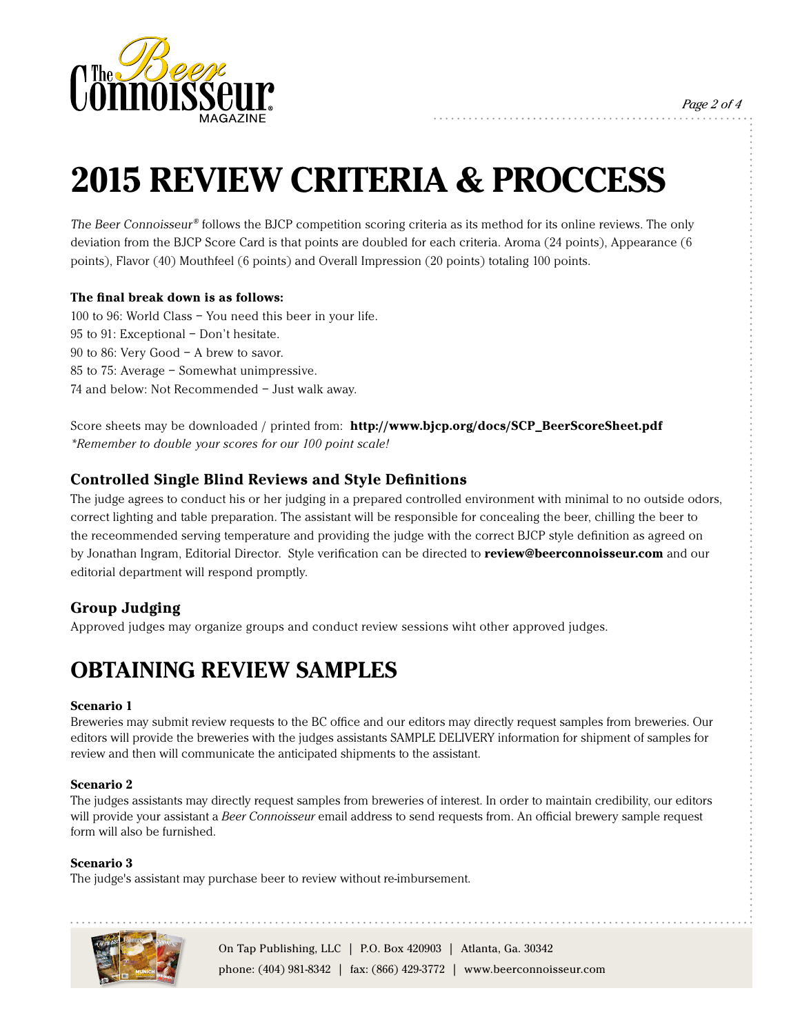# 2015 REVIEW CRITERIA & PROCCESS

*The Beer Connoisseur®* follows the BJCP competition scoring criteria as its method for its online reviews. The only deviation from the BJCP Score Card is that points are doubled for each criteria. Aroma (24 points), Appearance (6 points), Flavor (40) Mouthfeel (6 points) and Overall Impression (20 points) totaling 100 points.

**The final break down is as follows:**

100 to 96: World Class – You need this beer in your life.
95 to 91: Exceptional – Don't hesitate.
90 to 86: Very Good – A brew to savor.
85 to 75: Average – Somewhat unimpressive.
74 and below: Not Recommended – Just walk away.

Score sheets may be downloaded / printed from: **http://www.bjcp.org/docs/SCP_BeerScoreSheet.pdf**
*\*Remember to double your scores for our 100 point scale!*

### Controlled Single Blind Reviews and Style Definitions

The judge agrees to conduct his or her judging in a prepared controlled environment with minimal to no outside odors, correct lighting and table preparation. The assistant will be responsible for concealing the beer, chilling the beer to the receommended serving temperature and providing the judge with the correct BJCP style definition as agreed on by Jonathan Ingram, Editorial Director. Style verification can be directed to **review@beerconnoisseur.com** and our editorial department will respond promptly.

### Group Judging

Approved judges may organize groups and conduct review sessions wiht other approved judges.

## OBTAINING REVIEW SAMPLES

**Scenario 1**

Breweries may submit review requests to the BC office and our editors may directly request samples from breweries. Our editors will provide the breweries with the judges assistants SAMPLE DELIVERY information for shipment of samples for review and then will communicate the anticipated shipments to the assistant.

**Scenario 2**

The judges assistants may directly request samples from breweries of interest. In order to maintain credibility, our editors will provide your assistant a *Beer Connoisseur* email address to send requests from. An official brewery sample request form will also be furnished.

**Scenario 3**

The judge's assistant may purchase beer to review without re-imbursement.

On Tap Publishing, LLC | P.O. Box 420903 | Atlanta, Ga. 30342
phone: (404) 981-8342 | fax: (866) 429-3772 | www.beerconnoisseur.com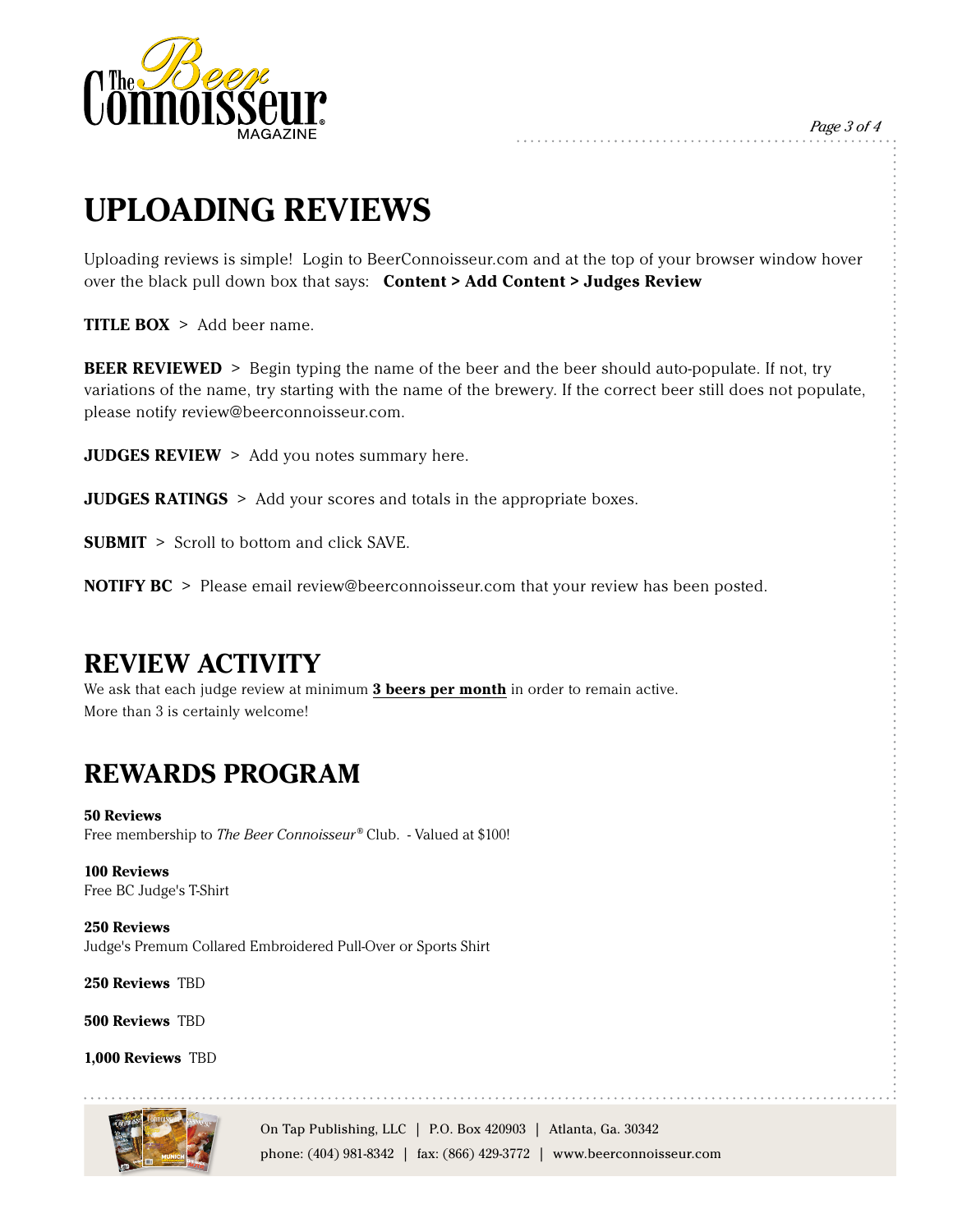# UPLOADING REVIEWS

Uploading reviews is simple! Login to BeerConnoisseur.com and at the top of your browser window hover over the black pull down box that says: **Content > Add Content > Judges Review**

**TITLE BOX** > Add beer name.

**BEER REVIEWED** > Begin typing the name of the beer and the beer should auto-populate. If not, try variations of the name, try starting with the name of the brewery. If the correct beer still does not populate, please notify review@beerconnoisseur.com.

**JUDGES REVIEW** > Add you notes summary here.

**JUDGES RATINGS** > Add your scores and totals in the appropriate boxes.

**SUBMIT** > Scroll to bottom and click SAVE.

**NOTIFY BC** > Please email review@beerconnoisseur.com that your review has been posted.

# REVIEW ACTIVITY

We ask that each judge review at minimum **3 beers per month** in order to remain active.
More than 3 is certainly welcome!

# REWARDS PROGRAM

**50 Reviews**
Free membership to *The Beer Connoisseur®* Club. - Valued at $100!

**100 Reviews**
Free BC Judge's T-Shirt

**250 Reviews**
Judge's Premum Collared Embroidered Pull-Over or Sports Shirt

**250 Reviews** TBD

**500 Reviews** TBD

**1,000 Reviews** TBD

On Tap Publishing, LLC | P.O. Box 420903 | Atlanta, Ga. 30342
phone: (404) 981-8342 | fax: (866) 429-3772 | www.beerconnoisseur.com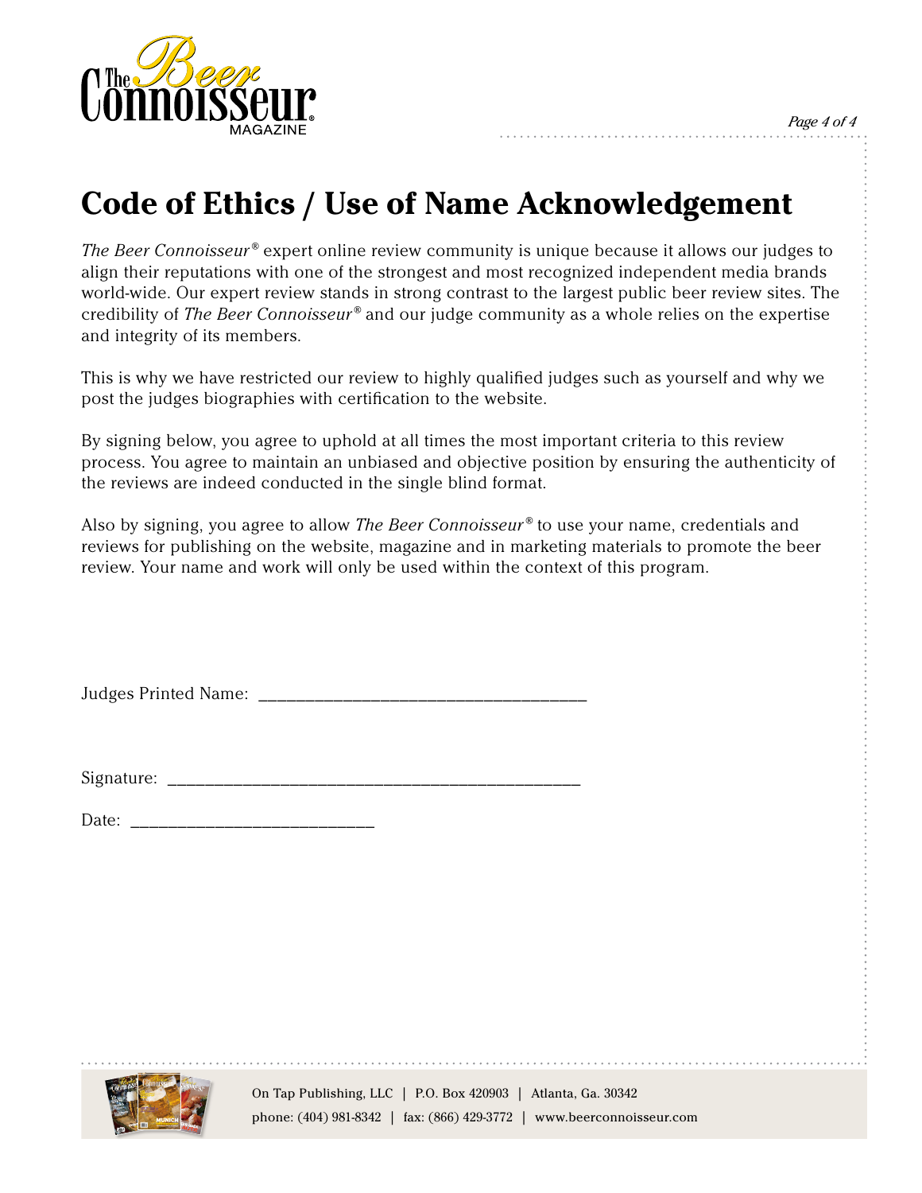# Code of Ethics / Use of Name Acknowledgement

*The Beer Connoisseur®* expert online review community is unique because it allows our judges to align their reputations with one of the strongest and most recognized independent media brands world-wide. Our expert review stands in strong contrast to the largest public beer review sites. The credibility of *The Beer Connoisseur®* and our judge community as a whole relies on the expertise and integrity of its members.

This is why we have restricted our review to highly qualified judges such as yourself and why we post the judges biographies with certification to the website.

By signing below, you agree to uphold at all times the most important criteria to this review process. You agree to maintain an unbiased and objective position by ensuring the authenticity of the reviews are indeed conducted in the single blind format.

Also by signing, you agree to allow *The Beer Connoisseur®* to use your name, credentials and reviews for publishing on the website, magazine and in marketing materials to promote the beer review. Your name and work will only be used within the context of this program.

Judges Printed Name: ______________________________________

Signature: ________________________________________________

Date: ____________________________

On Tap Publishing, LLC | P.O. Box 420903 | Atlanta, Ga. 30342
phone: (404) 981-8342 | fax: (866) 429-3772 | www.beerconnoisseur.com